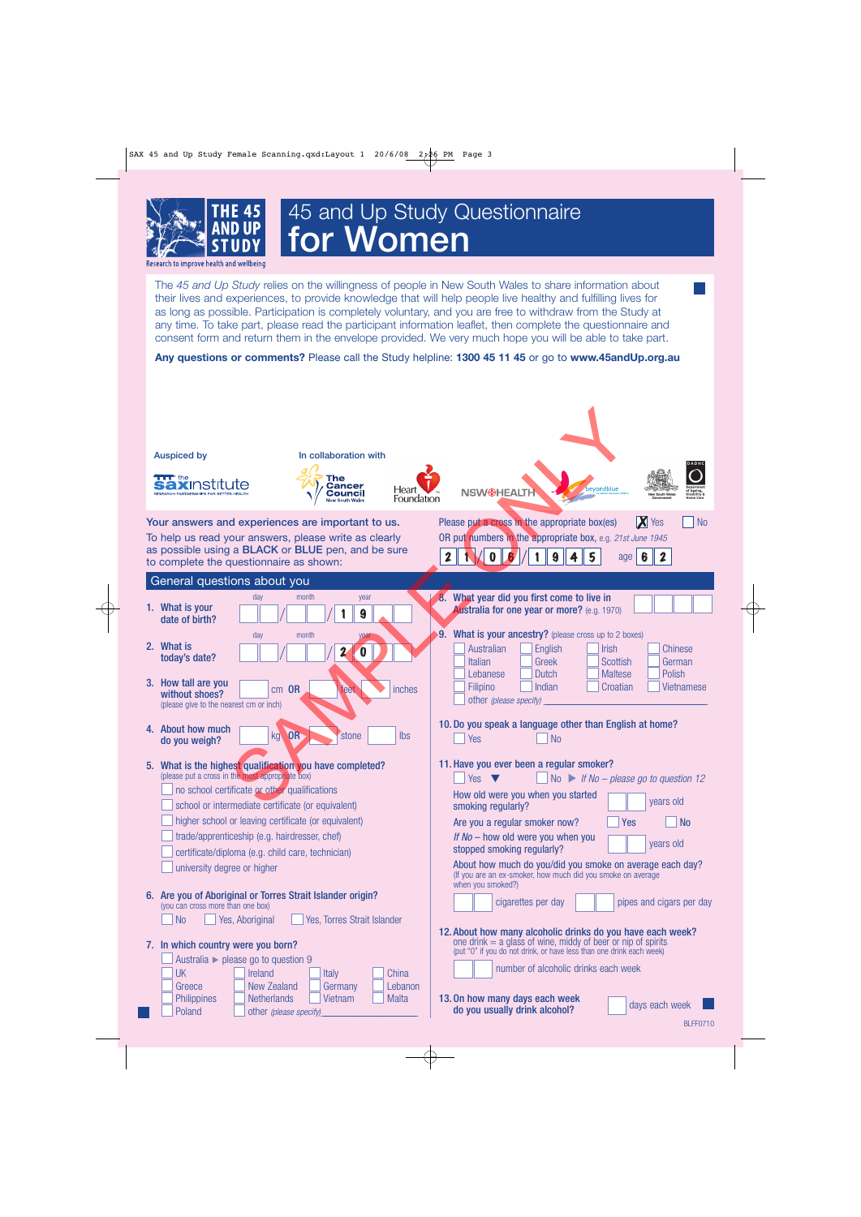# 45 and Up Study Questionnaire for Women

THE 45 AND UP STUDY
Research to improve health and wellbeing

The *45 and Up Study* relies on the willingness of people in New South Wales to share information about their lives and experiences, to provide knowledge that will help people live healthy and fulfilling lives for as long as possible. Participation is completely voluntary, and you are free to withdraw from the Study at any time. To take part, please read the participant information leaflet, then complete the questionnaire and consent form and return them in the envelope provided. We very much hope you will be able to take part.

**Any questions or comments?** Please call the Study helpline: **1300 45 11 45** or go to **www.45andUp.org.au**

Auspiced by: the sax institute

In collaboration with: The Cancer Council New South Wales; Heart Foundation; NSW HEALTH; beyondblue; New South Wales Government; DADHC Department of Ageing, Disability & Home Care

SAMPLE ONLY

**Your answers and experiences are important to us.**
To help us read your answers, please write as clearly as possible using a **BLACK** or **BLUE** pen, and be sure to complete the questionnaire as shown:

Please put a cross in the appropriate box(es) [X] Yes [ ] No
OR put numbers in the appropriate box, e.g. *21st June 1945*
2 1 / 0 6 / 1 9 4 5 age 6 2

## General questions about you

**1. What is your date of birth?** day __ __ / month __ __ / year 1 9 __ __

**2. What is today's date?** day __ __ / month __ __ / year 2 0 __ __

**3. How tall are you without shoes?** (please give to the nearest cm or inch)
__ cm **OR** __ feet __ inches

**4. About how much do you weigh?** __ kg **OR** __ stone __ lbs

**5. What is the highest qualification you have completed?** (please put a cross in the most appropriate box)
- [ ] no school certificate or other qualifications
- [ ] school or intermediate certificate (or equivalent)
- [ ] higher school or leaving certificate (or equivalent)
- [ ] trade/apprenticeship (e.g. hairdresser, chef)
- [ ] certificate/diploma (e.g. child care, technician)
- [ ] university degree or higher

**6. Are you of Aboriginal or Torres Strait Islander origin?** (you can cross more than one box)
- [ ] No
- [ ] Yes, Aboriginal
- [ ] Yes, Torres Strait Islander

**7. In which country were you born?**
- [ ] Australia ► please go to question 9
- [ ] UK
- [ ] Ireland
- [ ] Italy
- [ ] China
- [ ] Greece
- [ ] New Zealand
- [ ] Germany
- [ ] Lebanon
- [ ] Philippines
- [ ] Netherlands
- [ ] Vietnam
- [ ] Malta
- [ ] Poland
- [ ] other *(please specify)* ____

**8. What year did you first come to live in Australia for one year or more?** (e.g. 1970) __ __ __ __

**9. What is your ancestry?** (please cross up to 2 boxes)
- [ ] Australian
- [ ] English
- [ ] Irish
- [ ] Chinese
- [ ] Italian
- [ ] Greek
- [ ] Scottish
- [ ] German
- [ ] Lebanese
- [ ] Dutch
- [ ] Maltese
- [ ] Polish
- [ ] Filipino
- [ ] Indian
- [ ] Croatian
- [ ] Vietnamese
- [ ] other *(please specify)* ____

**10. Do you speak a language other than English at home?**
- [ ] Yes
- [ ] No

**11. Have you ever been a regular smoker?**
- [ ] Yes ▼
- [ ] No ► *If No – please go to question 12*

How old were you when you started smoking regularly? __ __ years old

Are you a regular smoker now? [ ] Yes [ ] No

*If No* – how old were you when you stopped smoking regularly? __ __ years old

About how much do you smoke on average each day?
(If you are an ex-smoker, how much did you smoke on average when you smoked?)
__ __ cigarettes per day __ __ pipes and cigars per day

**12. About how many alcoholic drinks do you have each week?**
one drink = a glass of wine, middy of beer or nip of spirits
(put "0" if you do not drink, or have less than one drink each week)
__ __ number of alcoholic drinks each week

**13. On how many days each week do you usually drink alcohol?** __ days each week

BLFF0710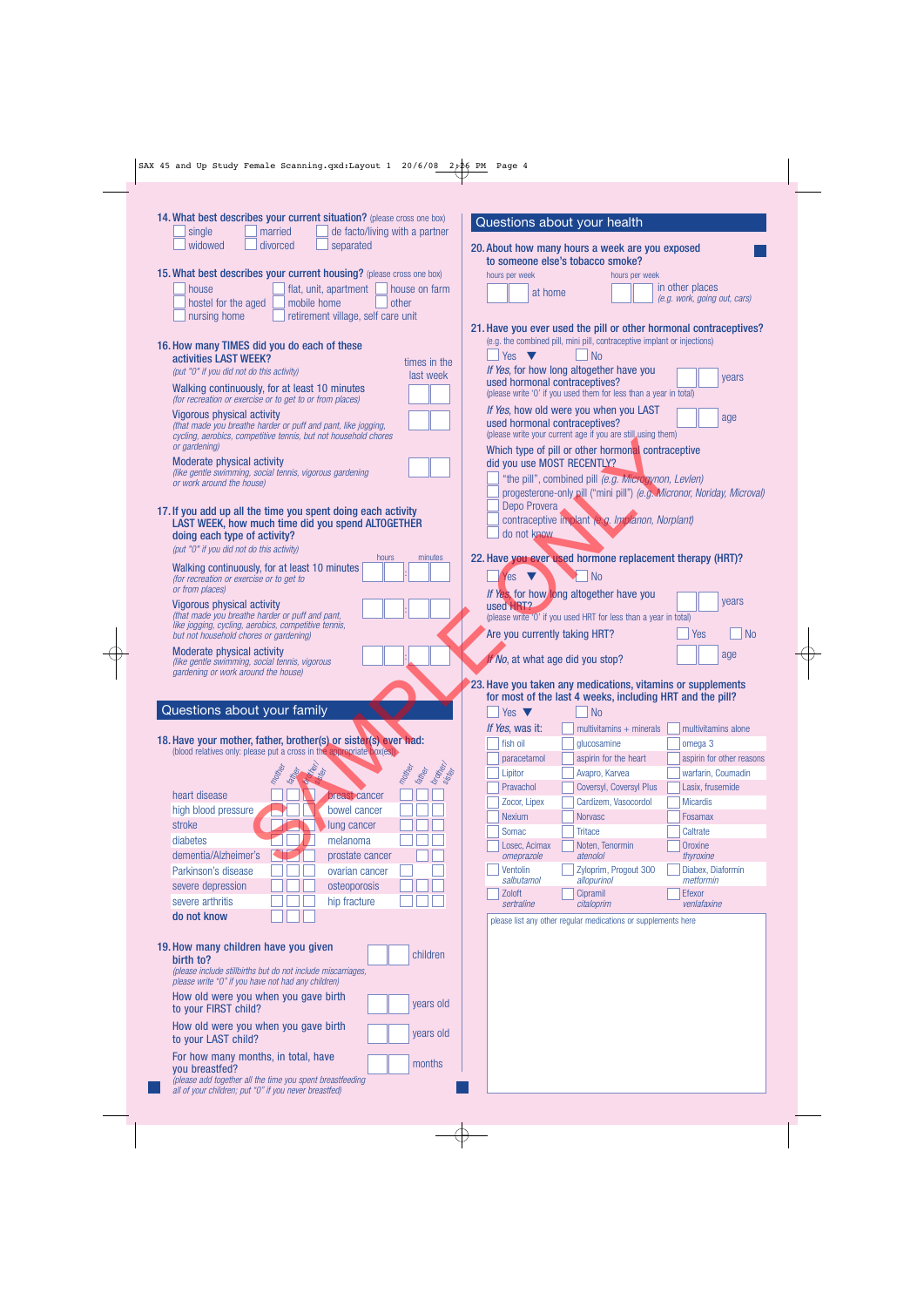**14. What best describes your current situation?** (please cross one box)

- ☐ single
- ☐ married
- ☐ de facto/living with a partner
- ☐ widowed
- ☐ divorced
- ☐ separated

**15. What best describes your current housing?** (please cross one box)

- ☐ house
- ☐ flat, unit, apartment
- ☐ house on farm
- ☐ hostel for the aged
- ☐ mobile home
- ☐ other
- ☐ nursing home
- ☐ retirement village, self care unit

**16. How many TIMES did you do each of these activities LAST WEEK?**
*(put "0" if you did not do this activity)*

| | times in the last week |
|---|---|
| Walking continuously, for at least 10 minutes *(for recreation or exercise or to get to or from places)* | ☐☐ |
| Vigorous physical activity *(that made you breathe harder or puff and pant, like jogging, cycling, aerobics, competitive tennis, but not household chores or gardening)* | ☐☐ |
| Moderate physical activity *(like gentle swimming, social tennis, vigorous gardening or work around the house)* | ☐☐ |

**17. If you add up all the time you spent doing each activity LAST WEEK, how much time did you spend ALTOGETHER doing each type of activity?**
*(put "0" if you did not do this activity)*

| | hours | minutes |
|---|---|---|
| Walking continuously, for at least 10 minutes *(for recreation or exercise or to get to or from places)* | ☐☐ | ☐☐ |
| Vigorous physical activity *(that made you breathe harder or puff and pant, like jogging, cycling, aerobics, competitive tennis, but not household chores or gardening)* | ☐☐ | ☐☐ |
| Moderate physical activity *(like gentle swimming, social tennis, vigorous gardening or work around the house)* | ☐☐ | ☐☐ |

## Questions about your family

**18. Have your mother, father, brother(s) or sister(s) ever had:**
(blood relatives only: please put a cross in the appropriate box(es))

| | mother | father | brother/sister | | mother | father | brother/sister |
|---|---|---|---|---|---|---|---|
| heart disease | ☐ | ☐ | ☐ | breast cancer | ☐ | ☐ | ☐ |
| high blood pressure | ☐ | ☐ | ☐ | bowel cancer | ☐ | ☐ | ☐ |
| stroke | ☐ | ☐ | ☐ | lung cancer | ☐ | ☐ | ☐ |
| diabetes | ☐ | ☐ | ☐ | melanoma | ☐ | ☐ | ☐ |
| dementia/Alzheimer's | ☐ | ☐ | ☐ | prostate cancer | | ☐ | ☐ |
| Parkinson's disease | ☐ | ☐ | ☐ | ovarian cancer | ☐ | | ☐ |
| severe depression | ☐ | ☐ | ☐ | osteoporosis | ☐ | ☐ | ☐ |
| severe arthritis | ☐ | ☐ | ☐ | hip fracture | ☐ | ☐ | ☐ |
| **do not know** | ☐ | ☐ | ☐ | | | | |

**19. How many children have you given birth to?** ☐☐ children
*(please include stillbirths but do not include miscarriages, please write "0" if you have not had any children)*

How old were you when you gave birth to your FIRST child? ☐☐ years old

How old were you when you gave birth to your LAST child? ☐☐ years old

For how many months, in total, have you breastfed? ☐☐ months
*(please add together all the time you spent breastfeeding all of your children; put "0" if you never breastfed)*

## Questions about your health

**20. About how many hours a week are you exposed to someone else's tobacco smoke?**

hours per week ☐☐ at home

hours per week ☐☐ in other places *(e.g. work, going out, cars)*

**21. Have you ever used the pill or other hormonal contraceptives?**
(e.g. the combined pill, mini pill, contraceptive implant or injections)

☐ Yes ▼ ☐ No

*If Yes*, for how long altogether have you used hormonal contraceptives? ☐☐ years
(please write '0' if you used them for less than a year in total)

*If Yes*, how old were you when you LAST used hormonal contraceptives? ☐☐ age
(please write your current age if you are still using them)

Which type of pill or other hormonal contraceptive did you use MOST RECENTLY?

- ☐ "the pill", combined pill *(e.g. Microgynon, Levlen)*
- ☐ progesterone-only pill ("mini pill") *(e.g. Micronor, Noriday, Microval)*
- ☐ Depo Provera
- ☐ contraceptive implant *(e.g. Implanon, Norplant)*
- ☐ do not know

**22. Have you ever used hormone replacement therapy (HRT)?**

☐ Yes ▼ ☐ No

*If Yes*, for how long altogether have you used HRT? ☐☐ years
(please write '0' if you used HRT for less than a year in total)

Are you currently taking HRT? ☐ Yes ☐ No

*If No*, at what age did you stop? ☐☐ age

**23. Have you taken any medications, vitamins or supplements for most of the last 4 weeks, including HRT and the pill?**

☐ Yes ▼ ☐ No

*If Yes*, was it:

| | | |
|---|---|---|
| | ☐ multivitamins + minerals | ☐ multivitamins alone |
| ☐ fish oil | ☐ glucosamine | ☐ omega 3 |
| ☐ paracetamol | ☐ aspirin for the heart | ☐ aspirin for other reasons |
| ☐ Lipitor | ☐ Avapro, Karvea | ☐ warfarin, Coumadin |
| ☐ Pravachol | ☐ Coversyl, Coversyl Plus | ☐ Lasix, frusemide |
| ☐ Zocor, Lipex | ☐ Cardizem, Vasocordol | ☐ Micardis |
| ☐ Nexium | ☐ Norvasc | ☐ Fosamax |
| ☐ Somac | ☐ Tritace | ☐ Caltrate |
| ☐ Losec, Acimax *omeprazole* | ☐ Noten, Tenormin *atenolol* | ☐ Oroxine *thyroxine* |
| ☐ Ventolin *salbutamol* | ☐ Zyloprim, Progout 300 *allopurinol* | ☐ Diabex, Diaformin *metformin* |
| ☐ Zoloft *sertraline* | ☐ Cipramil *citaloprim* | ☐ Efexor *venlafaxine* |

please list any other regular medications or supplements here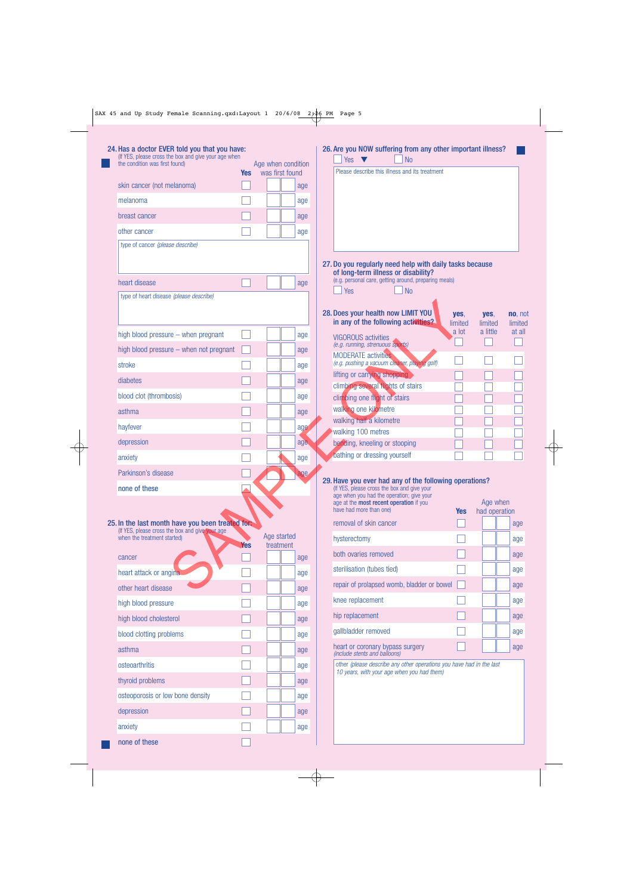## 24. Has a doctor EVER told you that you have:

(If YES, please cross the box and give your age when the condition was first found)

| | Yes | Age when condition was first found |
|---|---|---|
| skin cancer (not melanoma) | ☐ | age |
| melanoma | ☐ | age |
| breast cancer | ☐ | age |
| other cancer | ☐ | age |

type of cancer *(please describe)*

| | Yes | Age when condition was first found |
|---|---|---|
| heart disease | ☐ | age |

type of heart disease *(please describe)*

| | Yes | Age when condition was first found |
|---|---|---|
| high blood pressure – when pregnant | ☐ | age |
| high blood pressure – when not pregnant | ☐ | age |
| stroke | ☐ | age |
| diabetes | ☐ | age |
| blood clot (thrombosis) | ☐ | age |
| asthma | ☐ | age |
| hayfever | ☐ | age |
| depression | ☐ | age |
| anxiety | ☐ | age |
| Parkinson's disease | ☐ | age |
| none of these | ☐ | |

## 25. In the last month have you been treated for:

(If YES, please cross the box and give your age when the treatment started)

| | Yes | Age started treatment |
|---|---|---|
| cancer | ☐ | age |
| heart attack or angina | ☐ | age |
| other heart disease | ☐ | age |
| high blood pressure | ☐ | age |
| high blood cholesterol | ☐ | age |
| blood clotting problems | ☐ | age |
| asthma | ☐ | age |
| osteoarthritis | ☐ | age |
| thyroid problems | ☐ | age |
| osteoporosis or low bone density | ☐ | age |
| depression | ☐ | age |
| anxiety | ☐ | age |
| none of these | ☐ | |

## 26. Are you NOW suffering from any other important illness?

☐ Yes ▼ ☐ No

Please describe this illness and its treatment

## 27. Do you regularly need help with daily tasks because of long-term illness or disability?

(e.g. personal care, getting around, preparing meals)

☐ Yes ☐ No

## 28. Does your health now LIMIT YOU in any of the following activities?

| | yes, limited a lot | yes, limited a little | no, not limited at all |
|---|---|---|---|
| VIGOROUS activities *(e.g. running, strenuous sports)* | ☐ | ☐ | ☐ |
| MODERATE activities *(e.g. pushing a vacuum cleaner, playing golf)* | ☐ | ☐ | ☐ |
| lifting or carrying shopping | ☐ | ☐ | ☐ |
| climbing several flights of stairs | ☐ | ☐ | ☐ |
| climbing one flight of stairs | ☐ | ☐ | ☐ |
| walking one kilometre | ☐ | ☐ | ☐ |
| walking half a kilometre | ☐ | ☐ | ☐ |
| walking 100 metres | ☐ | ☐ | ☐ |
| bending, kneeling or stooping | ☐ | ☐ | ☐ |
| bathing or dressing yourself | ☐ | ☐ | ☐ |

## 29. Have you ever had any of the following operations?

(If YES, please cross the box and give your age when you had the operation; give your age at the **most recent operation** if you have had more than one)

| | Yes | Age when had operation |
|---|---|---|
| removal of skin cancer | ☐ | age |
| hysterectomy | ☐ | age |
| both ovaries removed | ☐ | age |
| sterilisation (tubes tied) | ☐ | age |
| repair of prolapsed womb, bladder or bowel | ☐ | age |
| knee replacement | ☐ | age |
| hip replacement | ☐ | age |
| gallbladder removed | ☐ | age |
| heart or coronary bypass surgery *(include stents and balloons)* | ☐ | age |

other *(please describe any other operations you have had in the last 10 years, with your age when you had them)*

SAMPLE ONLY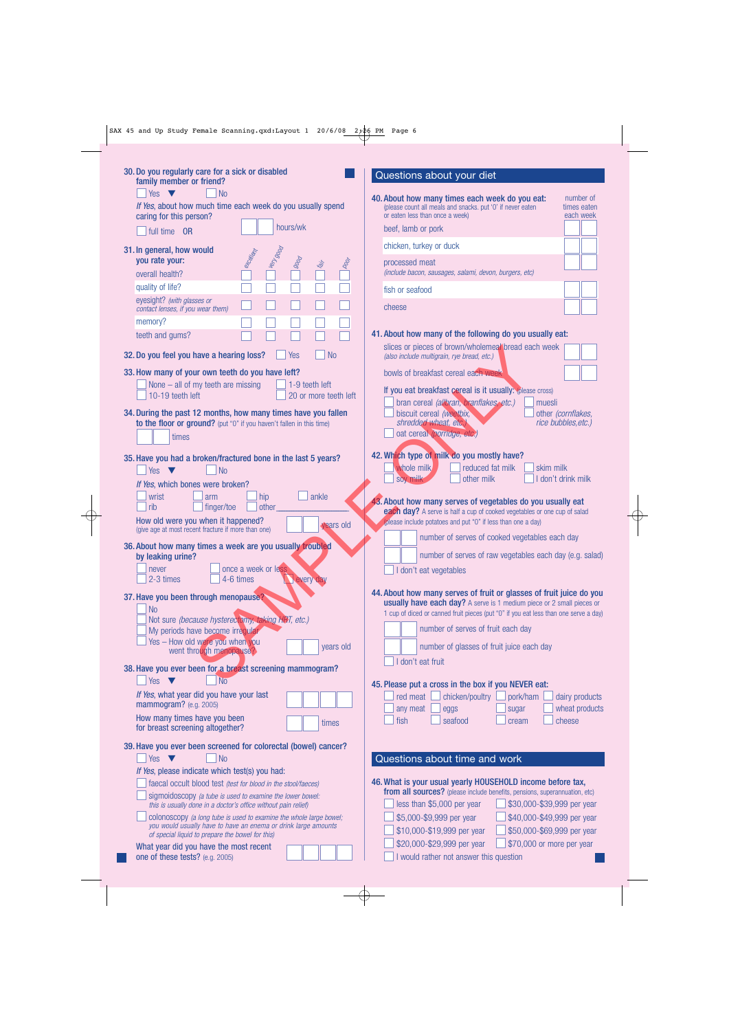**30. Do you regularly care for a sick or disabled family member or friend?**

☐ Yes ▼ ☐ No

*If Yes,* about how much time each week do you usually spend caring for this person?

☐ full time OR ☐☐ hours/wk

**31. In general, how would you rate your:**

| | excellent | very good | good | fair | poor |
|---|---|---|---|---|---|
| overall health? | ☐ | ☐ | ☐ | ☐ | ☐ |
| quality of life? | ☐ | ☐ | ☐ | ☐ | ☐ |
| eyesight? *(with glasses or contact lenses, if you wear them)* | ☐ | ☐ | ☐ | ☐ | ☐ |
| memory? | ☐ | ☐ | ☐ | ☐ | ☐ |
| teeth and gums? | ☐ | ☐ | ☐ | ☐ | ☐ |

**32. Do you feel you have a hearing loss?** ☐ Yes ☐ No

**33. How many of your own teeth do you have left?**

☐ None – all of my teeth are missing ☐ 1-9 teeth left
☐ 10-19 teeth left ☐ 20 or more teeth left

**34. During the past 12 months, how many times have you fallen to the floor or ground?** (put "0" if you haven't fallen in this time)

☐☐ times

**35. Have you had a broken/fractured bone in the last 5 years?**

☐ Yes ▼ ☐ No

*If Yes,* which bones were broken?

☐ wrist ☐ arm ☐ hip ☐ ankle
☐ rib ☐ finger/toe ☐ other ______

How old were you when it happened? (give age at most recent fracture if more than one) ☐☐ years old

**36. About how many times a week are you usually troubled by leaking urine?**

☐ never ☐ once a week or less
☐ 2-3 times ☐ 4-6 times ☐ every day

**37. Have you been through menopause?**

☐ No
☐ Not sure *(because hysterectomy, taking HRT, etc.)*
☐ My periods have become irregular
☐ Yes – How old were you when you went through menopause? ☐☐ years old

**38. Have you ever been for a breast screening mammogram?**

☐ Yes ▼ ☐ No

*If Yes,* what year did you have your last mammogram? (e.g. 2005) ☐☐☐☐

How many times have you been for breast screening altogether? ☐☐ times

**39. Have you ever been screened for colorectal (bowel) cancer?**

☐ Yes ▼ ☐ No

*If Yes,* please indicate which test(s) you had:

☐ faecal occult blood test *(test for blood in the stool/faeces)*
☐ sigmoidoscopy *(a tube is used to examine the lower bowel: this is usually done in a doctor's office without pain relief)*
☐ colonoscopy *(a long tube is used to examine the whole large bowel; you would usually have to have an enema or drink large amounts of special liquid to prepare the bowel for this)*

What year did you have the most recent one of these tests? (e.g. 2005) ☐☐☐☐

## Questions about your diet

**40. About how many times each week do you eat:** (please count all meals and snacks. put '0' if never eaten or eaten less than once a week)

| | number of times eaten each week |
|---|---|
| beef, lamb or pork | ☐☐ |
| chicken, turkey or duck | ☐☐ |
| processed meat *(include bacon, sausages, salami, devon, burgers, etc)* | ☐☐ |
| fish or seafood | ☐☐ |
| cheese | ☐☐ |

**41. About how many of the following do you usually eat:**

slices or pieces of brown/wholemeal bread each week *(also include multigrain, rye bread, etc.)* ☐☐

bowls of breakfast cereal each week ☐☐

If you eat breakfast cereal is it usually: (please cross)

☐ bran cereal *(allbran, branflakes, etc.)* ☐ muesli
☐ biscuit cereal *(weetbix, shredded wheat, etc.)* ☐ other *(cornflakes, rice bubbles,etc.)*
☐ oat cereal *(porridge, etc)*

**42. Which type of milk do you mostly have?**

☐ whole milk ☐ reduced fat milk ☐ skim milk
☐ soy milk ☐ other milk ☐ I don't drink milk

**43. About how many serves of vegetables do you usually eat each day?** A serve is half a cup of cooked vegetables or one cup of salad (please include potatoes and put "0" if less than one a day)

☐☐ number of serves of cooked vegetables each day
☐☐ number of serves of raw vegetables each day (e.g. salad)
☐ I don't eat vegetables

**44. About how many serves of fruit or glasses of fruit juice do you usually have each day?** A serve is 1 medium piece or 2 small pieces or 1 cup of diced or canned fruit pieces (put "0" if you eat less than one serve a day)

☐☐ number of serves of fruit each day
☐☐ number of glasses of fruit juice each day
☐ I don't eat fruit

**45. Please put a cross in the box if you NEVER eat:**

☐ red meat ☐ chicken/poultry ☐ pork/ham ☐ dairy products
☐ any meat ☐ eggs ☐ sugar ☐ wheat products
☐ fish ☐ seafood ☐ cream ☐ cheese

## Questions about time and work

**46. What is your usual yearly HOUSEHOLD income before tax, from all sources?** (please include benefits, pensions, superannuation, etc)

☐ less than $5,000 per year ☐ $30,000-$39,999 per year
☐ $5,000-$9,999 per year ☐ $40,000-$49,999 per year
☐ $10,000-$19,999 per year ☐ $50,000-$69,999 per year
☐ $20,000-$29,999 per year ☐ $70,000 or more per year
☐ I would rather not answer this question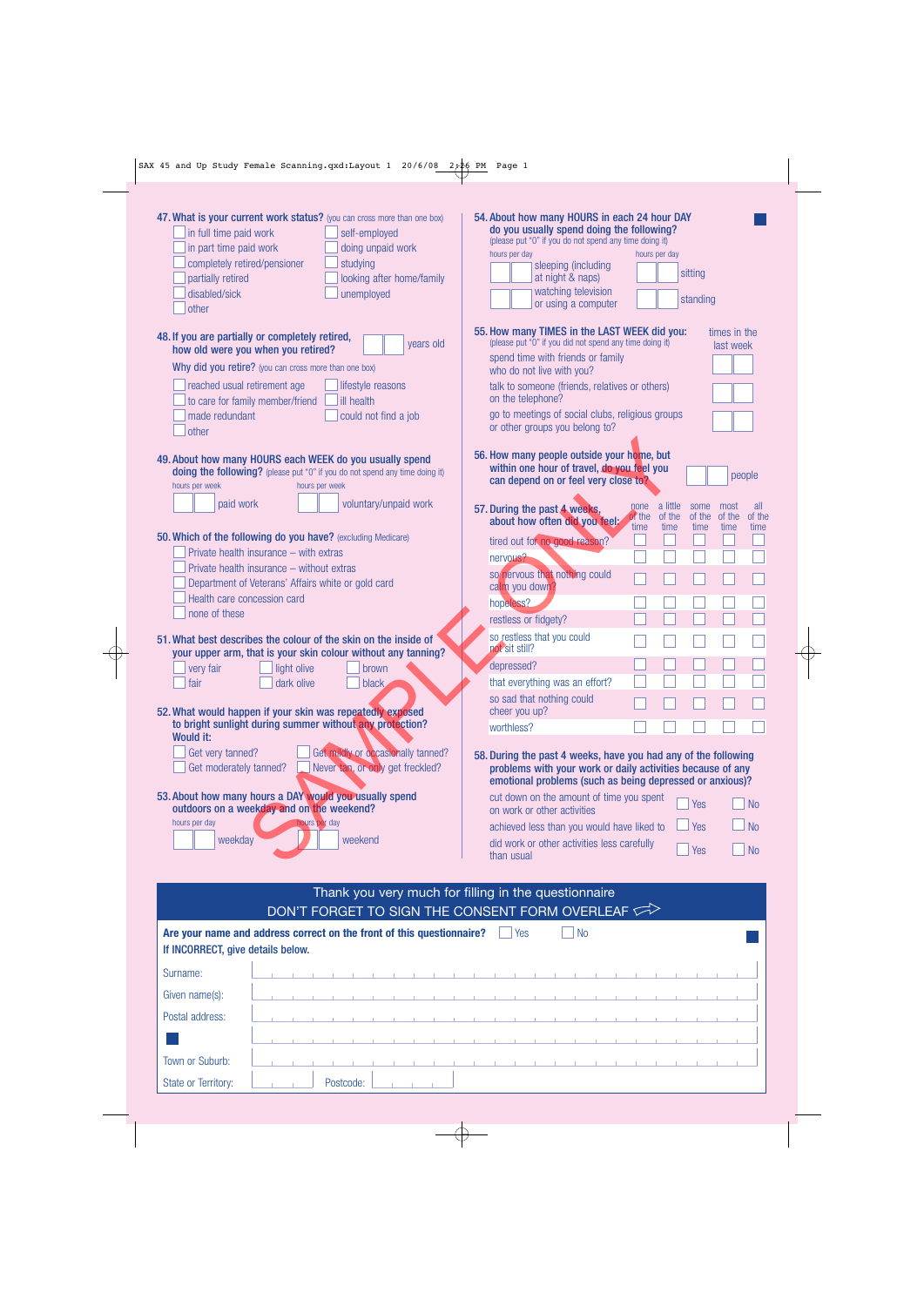**47. What is your current work status?** (you can cross more than one box)

- ☐ in full time paid work
- ☐ in part time paid work
- ☐ completely retired/pensioner
- ☐ partially retired
- ☐ disabled/sick
- ☐ other
- ☐ self-employed
- ☐ doing unpaid work
- ☐ studying
- ☐ looking after home/family
- ☐ unemployed

**48. If you are partially or completely retired, how old were you when you retired?** ☐☐ years old

**Why did you retire?** (you can cross more than one box)

- ☐ reached usual retirement age
- ☐ to care for family member/friend
- ☐ made redundant
- ☐ other
- ☐ lifestyle reasons
- ☐ ill health
- ☐ could not find a job

**49. About how many HOURS each WEEK do you usually spend doing the following?** (please put "0" if you do not spend any time doing it)

| hours per week | | hours per week | |
|---|---|---|---|
| ☐☐ | paid work | ☐☐ | voluntary/unpaid work |

**50. Which of the following do you have?** (excluding Medicare)

- ☐ Private health insurance – with extras
- ☐ Private health insurance – without extras
- ☐ Department of Veterans' Affairs white or gold card
- ☐ Health care concession card
- ☐ none of these

**51. What best describes the colour of the skin on the inside of your upper arm, that is your skin colour without any tanning?**

- ☐ very fair
- ☐ fair
- ☐ light olive
- ☐ dark olive
- ☐ brown
- ☐ black

**52. What would happen if your skin was repeatedly exposed to bright sunlight during summer without any protection? Would it:**

- ☐ Get very tanned?
- ☐ Get moderately tanned?
- ☐ Get mildly or occasionally tanned?
- ☐ Never tan, or only get freckled?

**53. About how many hours a DAY would you usually spend outdoors on a weekday and on the weekend?**

| hours per day | | hours per day | |
|---|---|---|---|
| ☐☐ | weekday | ☐☐ | weekend |

**54. About how many HOURS in each 24 hour DAY do you usually spend doing the following?**
(please put "0" if you do not spend any time doing it)

| hours per day | | hours per day | |
|---|---|---|---|
| ☐☐ | sleeping (including at night & naps) | ☐☐ | sitting |
| ☐☐ | watching television or using a computer | ☐☐ | standing |

**55. How many TIMES in the LAST WEEK did you:**
(please put "0" if you did not spend any time doing it)

| | times in the last week |
|---|---|
| spend time with friends or family who do not live with you? | ☐☐ |
| talk to someone (friends, relatives or others) on the telephone? | ☐☐ |
| go to meetings of social clubs, religious groups or other groups you belong to? | ☐☐ |

**56. How many people outside your home, but within one hour of travel, do you feel you can depend on or feel very close to?** ☐☐ people

**57. During the past 4 weeks, about how often did you feel:**

| | none of the time | a little of the time | some of the time | most of the time | all of the time |
|---|---|---|---|---|---|
| tired out for no good reason? | ☐ | ☐ | ☐ | ☐ | ☐ |
| nervous? | ☐ | ☐ | ☐ | ☐ | ☐ |
| so nervous that nothing could calm you down? | ☐ | ☐ | ☐ | ☐ | ☐ |
| hopeless? | ☐ | ☐ | ☐ | ☐ | ☐ |
| restless or fidgety? | ☐ | ☐ | ☐ | ☐ | ☐ |
| so restless that you could not sit still? | ☐ | ☐ | ☐ | ☐ | ☐ |
| depressed? | ☐ | ☐ | ☐ | ☐ | ☐ |
| that everything was an effort? | ☐ | ☐ | ☐ | ☐ | ☐ |
| so sad that nothing could cheer you up? | ☐ | ☐ | ☐ | ☐ | ☐ |
| worthless? | ☐ | ☐ | ☐ | ☐ | ☐ |

**58. During the past 4 weeks, have you had any of the following problems with your work or daily activities because of any emotional problems (such as being depressed or anxious)?**

| | | |
|---|---|---|
| cut down on the amount of time you spent on work or other activities | ☐ Yes | ☐ No |
| achieved less than you would have liked to | ☐ Yes | ☐ No |
| did work or other activities less carefully than usual | ☐ Yes | ☐ No |

Thank you very much for filling in the questionnaire
DON'T FORGET TO SIGN THE CONSENT FORM OVERLEAF

**Are your name and address correct on the front of this questionnaire?** ☐ Yes ☐ No
**If INCORRECT, give details below.**

Surname:

Given name(s):

Postal address:

Town or Suburb:

State or Territory: Postcode: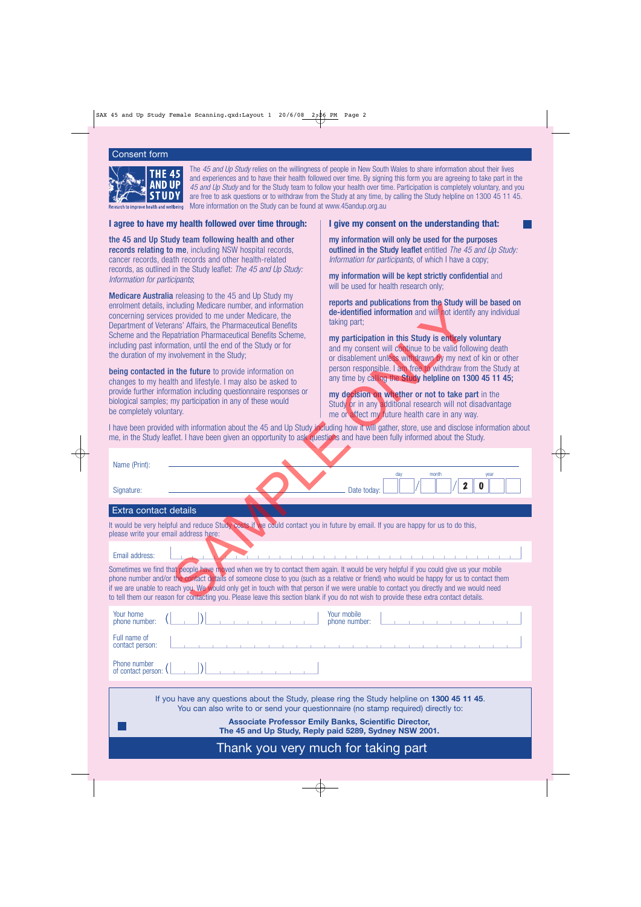## Consent form

THE 45 AND UP STUDY
Research to improve health and wellbeing

The *45 and Up Study* relies on the willingness of people in New South Wales to share information about their lives and experiences and to have their health followed over time. By signing this form you are agreeing to take part in the *45 and Up Study* and for the Study team to follow your health over time. Participation is completely voluntary, and you are free to ask questions or to withdraw from the Study at any time, by calling the Study helpline on 1300 45 11 45. More information on the Study can be found at www.45andup.org.au

### I agree to have my health followed over time through:

**the 45 and Up Study team following health and other records relating to me**, including NSW hospital records, cancer records, death records and other health-related records, as outlined in the Study leaflet: *The 45 and Up Study: Information for participants*;

**Medicare Australia** releasing to the 45 and Up Study my enrolment details, including Medicare number, and information concerning services provided to me under Medicare, the Department of Veterans' Affairs, the Pharmaceutical Benefits Scheme and the Repatriation Pharmaceutical Benefits Scheme, including past information, until the end of the Study or for the duration of my involvement in the Study;

**being contacted in the future** to provide information on changes to my health and lifestyle. I may also be asked to provide further information including questionnaire responses or biological samples; my participation in any of these would be completely voluntary.

### I give my consent on the understanding that:

**my information will only be used for the purposes outlined in the Study leaflet** entitled *The 45 and Up Study: Information for participants*, of which I have a copy;

**my information will be kept strictly confidential** and will be used for health research only;

**reports and publications from the Study will be based on de-identified information** and will not identify any individual taking part;

**my participation in this Study is entirely voluntary** and my consent will continue to be valid following death or disablement unless withdrawn by my next of kin or other person responsible. I am free to withdraw from the Study at any time by calling the **Study helpline on 1300 45 11 45;**

**my decision on whether or not to take part** in the Study or in any additional research will not disadvantage me or affect my future health care in any way.

I have been provided with information about the 45 and Up Study including how it will gather, store, use and disclose information about me, in the Study leaflet. I have been given an opportunity to ask questions and have been fully informed about the Study.

Name (Print): ______________________________

Signature: ______________________________ Date today: day ☐☐ / month ☐☐ / year 2 0 ☐☐

SAMPLE ONLY

## Extra contact details

It would be very helpful and reduce Study costs if we could contact you in future by email. If you are happy for us to do this, please write your email address here:

Email address: ______________________________

Sometimes we find that people have moved when we try to contact them again. It would be very helpful if you could give us your mobile phone number and/or the contact details of someone close to you (such as a relative or friend) who would be happy for us to contact them if we are unable to reach you. We would only get in touch with that person if we were unable to contact you directly and we would need to tell them our reason for contacting you. Please leave this section blank if you do not wish to provide these extra contact details.

Your home phone number: ( ____ ) ______________ Your mobile phone number: ______________

Full name of contact person: ______________________________

Phone number of contact person: ( ____ ) ______________

If you have any questions about the Study, please ring the Study helpline on **1300 45 11 45**.
You can also write to or send your questionnaire (no stamp required) directly to:

**Associate Professor Emily Banks, Scientific Director,**
**The 45 and Up Study, Reply paid 5289, Sydney NSW 2001.**

Thank you very much for taking part